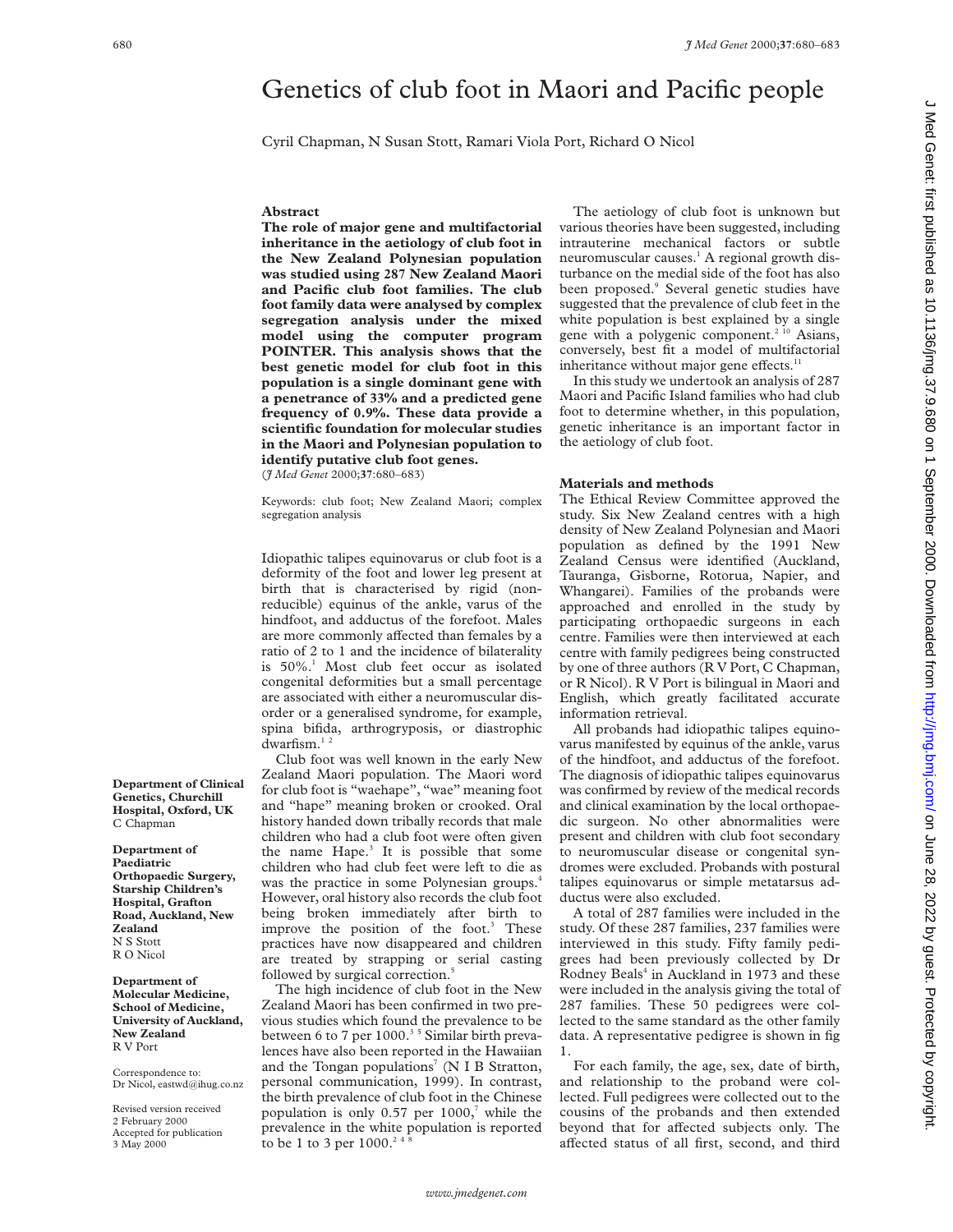# Genetics of club foot in Maori and Pacific people

Cyril Chapman, N Susan Stott, Ramari Viola Port, Richard O Nicol

## Abstract

**The role of major gene and multifactorial inheritance in the aetiology of club foot in the New Zealand Polynesian population was studied using 287 New Zealand Maori and Pacific club foot families. The club foot family data were analysed by complex segregation analysis under the mixed model using the computer program POINTER. This analysis shows that the best genetic model for club foot in this population is a single dominant gene with a penetrance of 33% and a predicted gene frequency of 0.9%. These data provide a scientific foundation for molecular studies in the Maori and Polynesian population to identify putative club foot genes.**

(*J Med Genet* 2000;**37**:680–683)

Keywords: club foot; New Zealand Maori; complex segregation analysis

Idiopathic talipes equinovarus or club foot is a deformity of the foot and lower leg present at birth that is characterised by rigid (non-reducible) equinus of the ankle, varus of the hindfoot, and adductus of the forefoot. Males are more commonly affected than females by a ratio of 2 to 1 and the incidence of bilaterality is 50%.[1] Most club feet occur as isolated congenital deformities but a small percentage are associated with either a neuromuscular disorder or a generalised syndrome, for example, spina bifida, arthrogryposis, or diastrophic dwarfism.[1,2]

Club foot was well known in the early New Zealand Maori population. The Maori word for club foot is "waehape", "wae" meaning foot and "hape" meaning broken or crooked. Oral history handed down tribally records that male children who had a club foot were often given the name Hape.[3] It is possible that some children who had club feet were left to die as was the practice in some Polynesian groups.[4] However, oral history also records the club foot being broken immediately after birth to improve the position of the foot.[3] These practices have now disappeared and children are treated by strapping or serial casting followed by surgical correction.[5]

The high incidence of club foot in the New Zealand Maori has been confirmed in two previous studies which found the prevalence to be between 6 to 7 per 1000.[3,5] Similar birth prevalences have also been reported in the Hawaiian and the Tongan populations[7] (N I B Stratton, personal communication, 1999). In contrast, the birth prevalence of club foot in the Chinese population is only 0.57 per 1000,[7] while the prevalence in the white population is reported to be 1 to 3 per 1000.[2,4,8]

Department of Clinical Genetics, Churchill Hospital, Oxford, UK
C Chapman

Department of Paediatric Orthopaedic Surgery, Starship Children's Hospital, Grafton Road, Auckland, New Zealand
N S Stott
R O Nicol

Department of Molecular Medicine, School of Medicine, University of Auckland, New Zealand
R V Port

Correspondence to: Dr Nicol, eastwd@ihug.co.nz

Revised version received 2 February 2000
Accepted for publication 3 May 2000

The aetiology of club foot is unknown but various theories have been suggested, including intrauterine mechanical factors or subtle neuromuscular causes.[1] A regional growth disturbance on the medial side of the foot has also been proposed.[9] Several genetic studies have suggested that the prevalence of club feet in the white population is best explained by a single gene with a polygenic component.[2,10] Asians, conversely, best fit a model of multifactorial inheritance without major gene effects.[11]

In this study we undertook an analysis of 287 Maori and Pacific Island families who had club foot to determine whether, in this population, genetic inheritance is an important factor in the aetiology of club foot.

## Materials and methods

The Ethical Review Committee approved the study. Six New Zealand centres with a high density of New Zealand Polynesian and Maori population as defined by the 1991 New Zealand Census were identified (Auckland, Tauranga, Gisborne, Rotorua, Napier, and Whangarei). Families of the probands were approached and enrolled in the study by participating orthopaedic surgeons in each centre. Families were then interviewed at each centre with family pedigrees being constructed by one of three authors (R V Port, C Chapman, or R Nicol). R V Port is bilingual in Maori and English, which greatly facilitated accurate information retrieval.

All probands had idiopathic talipes equinovarus manifested by equinus of the ankle, varus of the hindfoot, and adductus of the forefoot. The diagnosis of idiopathic talipes equinovarus was confirmed by review of the medical records and clinical examination by the local orthopaedic surgeon. No other abnormalities were present and children with club foot secondary to neuromuscular disease or congenital syndromes were excluded. Probands with postural talipes equinovarus or simple metatarsus adductus were also excluded.

A total of 287 families were included in the study. Of these 287 families, 237 families were interviewed in this study. Fifty family pedigrees had been previously collected by Dr Rodney Beals[4] in Auckland in 1973 and these were included in the analysis giving the total of 287 families. These 50 pedigrees were collected to the same standard as the other family data. A representative pedigree is shown in fig 1.

For each family, the age, sex, date of birth, and relationship to the proband were collected. Full pedigrees were collected out to the cousins of the probands and then extended beyond that for affected subjects only. The affected status of all first, second, and third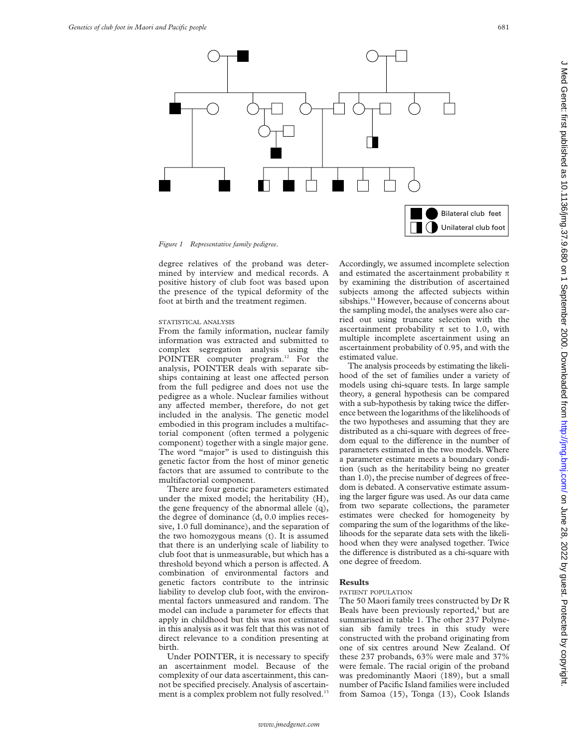Figure 1 Representative family pedigree.

degree relatives of the proband was determined by interview and medical records. A positive history of club foot was based upon the presence of the typical deformity of the foot at birth and the treatment regimen.

### STATISTICAL ANALYSIS

From the family information, nuclear family information was extracted and submitted to complex segregation analysis using the POINTER computer program.[12] For the analysis, POINTER deals with separate sibships containing at least one affected person from the full pedigree and does not use the pedigree as a whole. Nuclear families without any affected member, therefore, do not get included in the analysis. The genetic model embodied in this program includes a multifactorial component (often termed a polygenic component) together with a single major gene. The word "major" is used to distinguish this genetic factor from the host of minor genetic factors that are assumed to contribute to the multifactorial component.

There are four genetic parameters estimated under the mixed model; the heritability (H), the gene frequency of the abnormal allele (q), the degree of dominance (d, 0.0 implies recessive, 1.0 full dominance), and the separation of the two homozygous means (t). It is assumed that there is an underlying scale of liability to club foot that is unmeasurable, but which has a threshold beyond which a person is affected. A combination of environmental factors and genetic factors contribute to the intrinsic liability to develop club foot, with the environmental factors unmeasured and random. The model can include a parameter for effects that apply in childhood but this was not estimated in this analysis as it was felt that this was not of direct relevance to a condition presenting at birth.

Under POINTER, it is necessary to specify an ascertainment model. Because of the complexity of our data ascertainment, this cannot be specified precisely. Analysis of ascertainment is a complex problem not fully resolved.[13] Accordingly, we assumed incomplete selection and estimated the ascertainment probability $\pi$ by examining the distribution of ascertained subjects among the affected subjects within sibships.[14] However, because of concerns about the sampling model, the analyses were also carried out using truncate selection with the ascertainment probability $\pi$ set to 1.0, with multiple incomplete ascertainment using an ascertainment probability of 0.95, and with the estimated value.

The analysis proceeds by estimating the likelihood of the set of families under a variety of models using chi-square tests. In large sample theory, a general hypothesis can be compared with a sub-hypothesis by taking twice the difference between the logarithms of the likelihoods of the two hypotheses and assuming that they are distributed as a chi-square with degrees of freedom equal to the difference in the number of parameters estimated in the two models. Where a parameter estimate meets a boundary condition (such as the heritability being no greater than 1.0), the precise number of degrees of freedom is debated. A conservative estimate assuming the larger figure was used. As our data came from two separate collections, the parameter estimates were checked for homogeneity by comparing the sum of the logarithms of the likelihoods for the separate data sets with the likelihood when they were analysed together. Twice the difference is distributed as a chi-square with one degree of freedom.

## Results

### PATIENT POPULATION

The 50 Maori family trees constructed by Dr R Beals have been previously reported,[4] but are summarised in table 1. The other 237 Polynesian sib family trees in this study were constructed with the proband originating from one of six centres around New Zealand. Of these 237 probands, 63% were male and 37% were female. The racial origin of the proband was predominantly Maori (189), but a small number of Pacific Island families were included from Samoa (15), Tonga (13), Cook Islands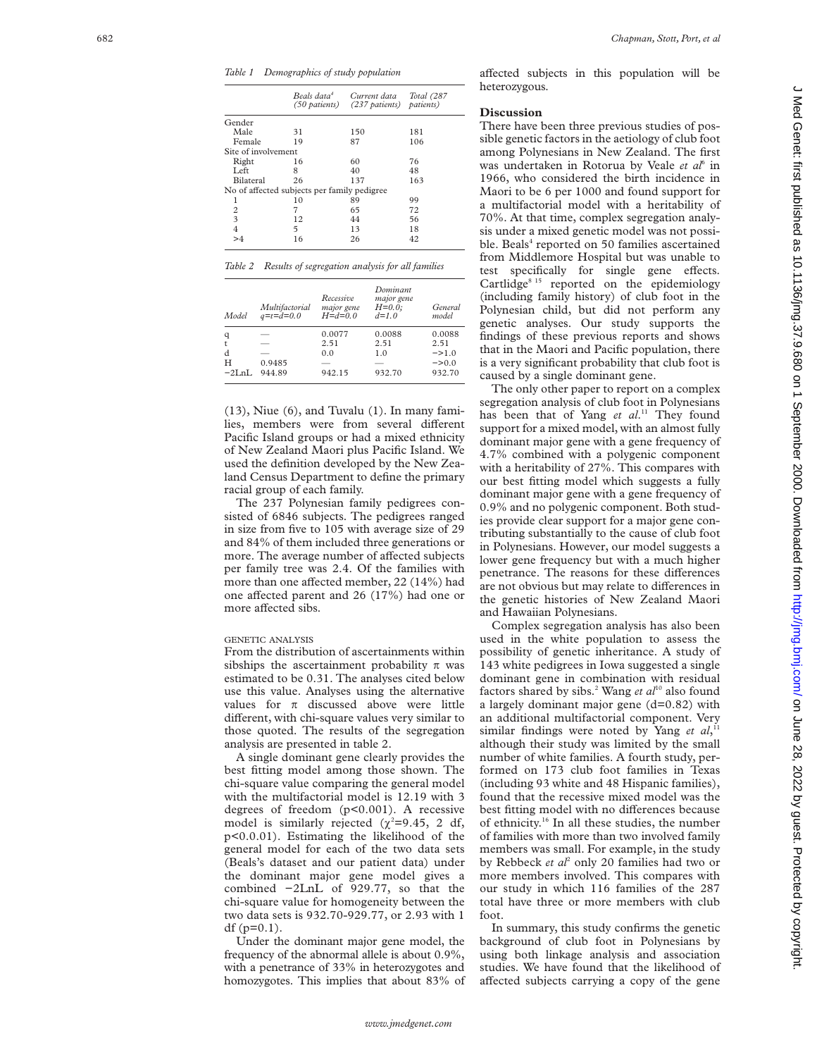*Table 1 Demographics of study population*

| | Beals data[4] (50 patients) | Current data (237 patients) | Total (287 patients) |
|---|---|---|---|
| Gender | | | |
| Male | 31 | 150 | 181 |
| Female | 19 | 87 | 106 |
| Site of involvement | | | |
| Right | 16 | 60 | 76 |
| Left | 8 | 40 | 48 |
| Bilateral | 26 | 137 | 163 |
| No of affected subjects per family pedigree | | | |
| 1 | 10 | 89 | 99 |
| 2 | 7 | 65 | 72 |
| 3 | 12 | 44 | 56 |
| 4 | 5 | 13 | 18 |
| >4 | 16 | 26 | 42 |

*Table 2 Results of segregation analysis for all families*

| Model | Multifactorial $q=t=d=0.0$ | Recessive major gene $H=d=0.0$ | Dominant major gene $H=0.0$; $d=1.0$ | General model |
|---|---|---|---|---|
| q | — | 0.0077 | 0.0088 | 0.0088 |
| t | — | 2.51 | 2.51 | 2.51 |
| d | — | 0.0 | 1.0 | $\to 1.0$ |
| H | 0.9485 | — | — | $\to 0.0$ |
| −2LnL | 944.89 | 942.15 | 932.70 | 932.70 |

(13), Niue (6), and Tuvalu (1). In many families, members were from several different Pacific Island groups or had a mixed ethnicity of New Zealand Maori plus Pacific Island. We used the definition developed by the New Zealand Census Department to define the primary racial group of each family.

The 237 Polynesian family pedigrees consisted of 6846 subjects. The pedigrees ranged in size from five to 105 with average size of 29 and 84% of them included three generations or more. The average number of affected subjects per family tree was 2.4. Of the families with more than one affected member, 22 (14%) had one affected parent and 26 (17%) had one or more affected sibs.

### GENETIC ANALYSIS

From the distribution of ascertainments within sibships the ascertainment probability $\pi$ was estimated to be 0.31. The analyses cited below use this value. Analyses using the alternative values for $\pi$ discussed above were little different, with chi-square values very similar to those quoted. The results of the segregation analysis are presented in table 2.

A single dominant gene clearly provides the best fitting model among those shown. The chi-square value comparing the general model with the multifactorial model is 12.19 with 3 degrees of freedom ($p<0.001$). A recessive model is similarly rejected ($\chi^2=9.45$, 2 df, $p<0.0.01$). Estimating the likelihood of the general model for each of the two data sets (Beals's dataset and our patient data) under the dominant major gene model gives a combined −2LnL of 929.77, so that the chi-square value for homogeneity between the two data sets is 932.70-929.77, or 2.93 with 1 df ($p=0.1$).

Under the dominant major gene model, the frequency of the abnormal allele is about 0.9%, with a penetrance of 33% in heterozygotes and homozygotes. This implies that about 83% of affected subjects in this population will be heterozygous.

## Discussion

There have been three previous studies of possible genetic factors in the aetiology of club foot among Polynesians in New Zealand. The first was undertaken in Rotorua by Veale *et al*[6] in 1966, who considered the birth incidence in Maori to be 6 per 1000 and found support for a multifactorial model with a heritability of 70%. At that time, complex segregation analysis under a mixed genetic model was not possible. Beals[4] reported on 50 families ascertained from Middlemore Hospital but was unable to test specifically for single gene effects. Cartlidge[8,15] reported on the epidemiology (including family history) of club foot in the Polynesian child, but did not perform any genetic analyses. Our study supports the findings of these previous reports and shows that in the Maori and Pacific population, there is a very significant probability that club foot is caused by a single dominant gene.

The only other paper to report on a complex segregation analysis of club foot in Polynesians has been that of Yang *et al*.[11] They found support for a mixed model, with an almost fully dominant major gene with a gene frequency of 4.7% combined with a polygenic component with a heritability of 27%. This compares with our best fitting model which suggests a fully dominant major gene with a gene frequency of 0.9% and no polygenic component. Both studies provide clear support for a major gene contributing substantially to the cause of club foot in Polynesians. However, our model suggests a lower gene frequency but with a much higher penetrance. The reasons for these differences are not obvious but may relate to differences in the genetic histories of New Zealand Maori and Hawaiian Polynesians.

Complex segregation analysis has also been used in the white population to assess the possibility of genetic inheritance. A study of 143 white pedigrees in Iowa suggested a single dominant gene in combination with residual factors shared by sibs.[2] Wang *et al*[10] also found a largely dominant major gene (d=0.82) with an additional multifactorial component. Very similar findings were noted by Yang *et al*,[11] although their study was limited by the small number of white families. A fourth study, performed on 173 club foot families in Texas (including 93 white and 48 Hispanic families), found that the recessive mixed model was the best fitting model with no differences because of ethnicity.[16] In all these studies, the number of families with more than two involved family members was small. For example, in the study by Rebbeck *et al*[2] only 20 families had two or more members involved. This compares with our study in which 116 families of the 287 total have three or more members with club foot.

In summary, this study confirms the genetic background of club foot in Polynesians by using both linkage analysis and association studies. We have found that the likelihood of affected subjects carrying a copy of the gene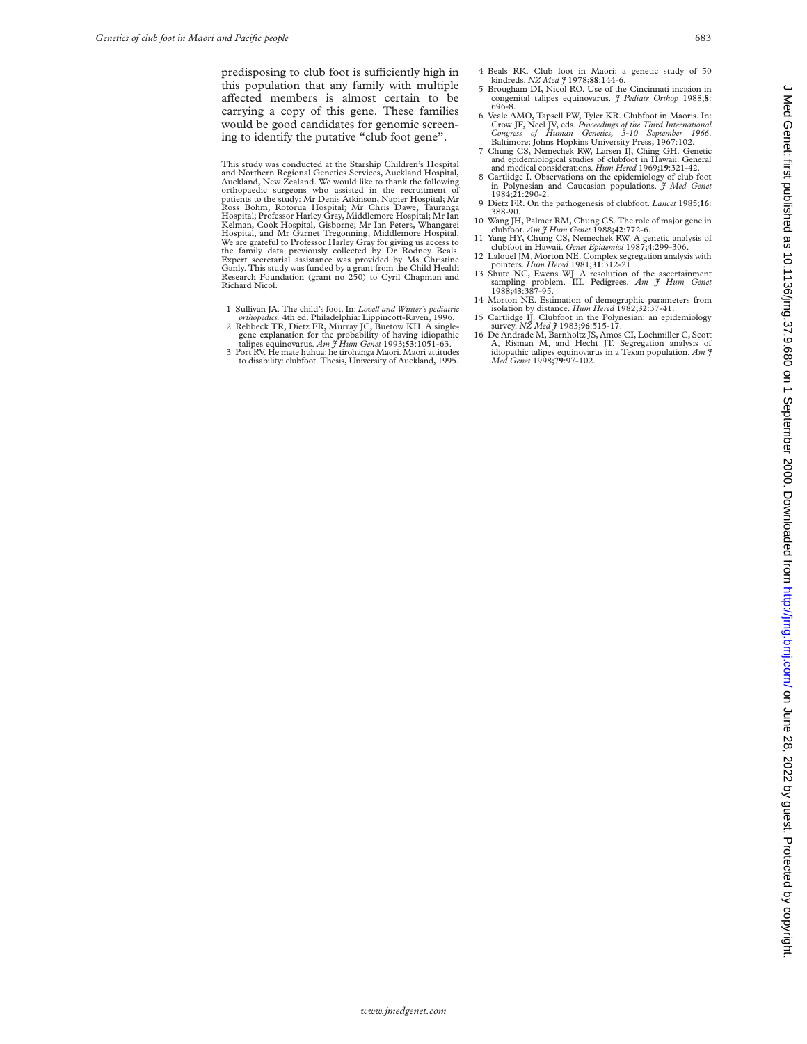predisposing to club foot is sufficiently high in this population that any family with multiple affected members is almost certain to be carrying a copy of this gene. These families would be good candidates for genomic screening to identify the putative "club foot gene".

This study was conducted at the Starship Children's Hospital and Northern Regional Genetics Services, Auckland Hospital, Auckland, New Zealand. We would like to thank the following orthopaedic surgeons who assisted in the recruitment of patients to the study: Mr Denis Atkinson, Napier Hospital; Mr Ross Bohm, Rotorua Hospital; Mr Chris Dawe, Tauranga Hospital; Professor Harley Gray, Middlemore Hospital; Mr Ian Kelman, Cook Hospital, Gisborne; Mr Ian Peters, Whangarei Hospital, and Mr Garnet Tregonning, Middlemore Hospital. We are grateful to Professor Harley Gray for giving us access to the family data previously collected by Dr Rodney Beals. Expert secretarial assistance was provided by Ms Christine Ganly. This study was funded by a grant from the Child Health Research Foundation (grant no 250) to Cyril Chapman and Richard Nicol.

1. Sullivan JA. The child's foot. In: *Lovell and Winter's pediatric orthopedics.* 4th ed. Philadelphia: Lippincott-Raven, 1996.
2. Rebbeck TR, Dietz FR, Murray JC, Buetow KH. A single-gene explanation for the probability of having idiopathic talipes equinovarus. *Am J Hum Genet* 1993;**53**:1051-63.
3. Port RV. He mate huhua: he tirohanga Maori. Maori attitudes to disability: clubfoot. Thesis, University of Auckland, 1995.
4. Beals RK. Club foot in Maori: a genetic study of 50 kindreds. *NZ Med J* 1978;**88**:144-6.
5. Brougham DI, Nicol RO. Use of the Cincinnati incision in congenital talipes equinovarus. *J Pediatr Orthop* 1988;**8**:696-8.
6. Veale AMO, Tapsell PW, Tyler KR. Clubfoot in Maoris. In: Crow JF, Neel JV, eds. *Proceedings of the Third International Congress of Human Genetics, 5-10 September 1966.* Baltimore: Johns Hopkins University Press, 1967:102.
7. Chung CS, Nemechek RW, Larsen IJ, Ching GH. Genetic and epidemiological studies of clubfoot in Hawaii. General and medical considerations. *Hum Hered* 1969;**19**:321-42.
8. Cartlidge I. Observations on the epidemiology of club foot in Polynesian and Caucasian populations. *J Med Genet* 1984;**21**:290-2.
9. Dietz FR. On the pathogenesis of clubfoot. *Lancet* 1985;**16**:388-90.
10. Wang JH, Palmer RM, Chung CS. The role of major gene in clubfoot. *Am J Hum Genet* 1988;**42**:772-6.
11. Yang HY, Chung CS, Nemechek RW. A genetic analysis of clubfoot in Hawaii. *Genet Epidemiol* 1987;**4**:299-306.
12. Lalouel JM, Morton NE. Complex segregation analysis with pointers. *Hum Hered* 1981;**31**:312-21.
13. Shute NC, Ewens WJ. A resolution of the ascertainment sampling problem. III. Pedigrees. *Am J Hum Genet* 1988;**43**:387-95.
14. Morton NE. Estimation of demographic parameters from isolation by distance. *Hum Hered* 1982;**32**:37-41.
15. Cartlidge IJ. Clubfoot in the Polynesian: an epidemiology survey. *NZ Med J* 1983;**96**:515-17.
16. De Andrade M, Barnholtz JS, Amos CI, Lochmiller C, Scott A, Risman M, and Hecht JT. Segregation analysis of idiopathic talipes equinovarus in a Texan population. *Am J Med Genet* 1998;**79**:97-102.